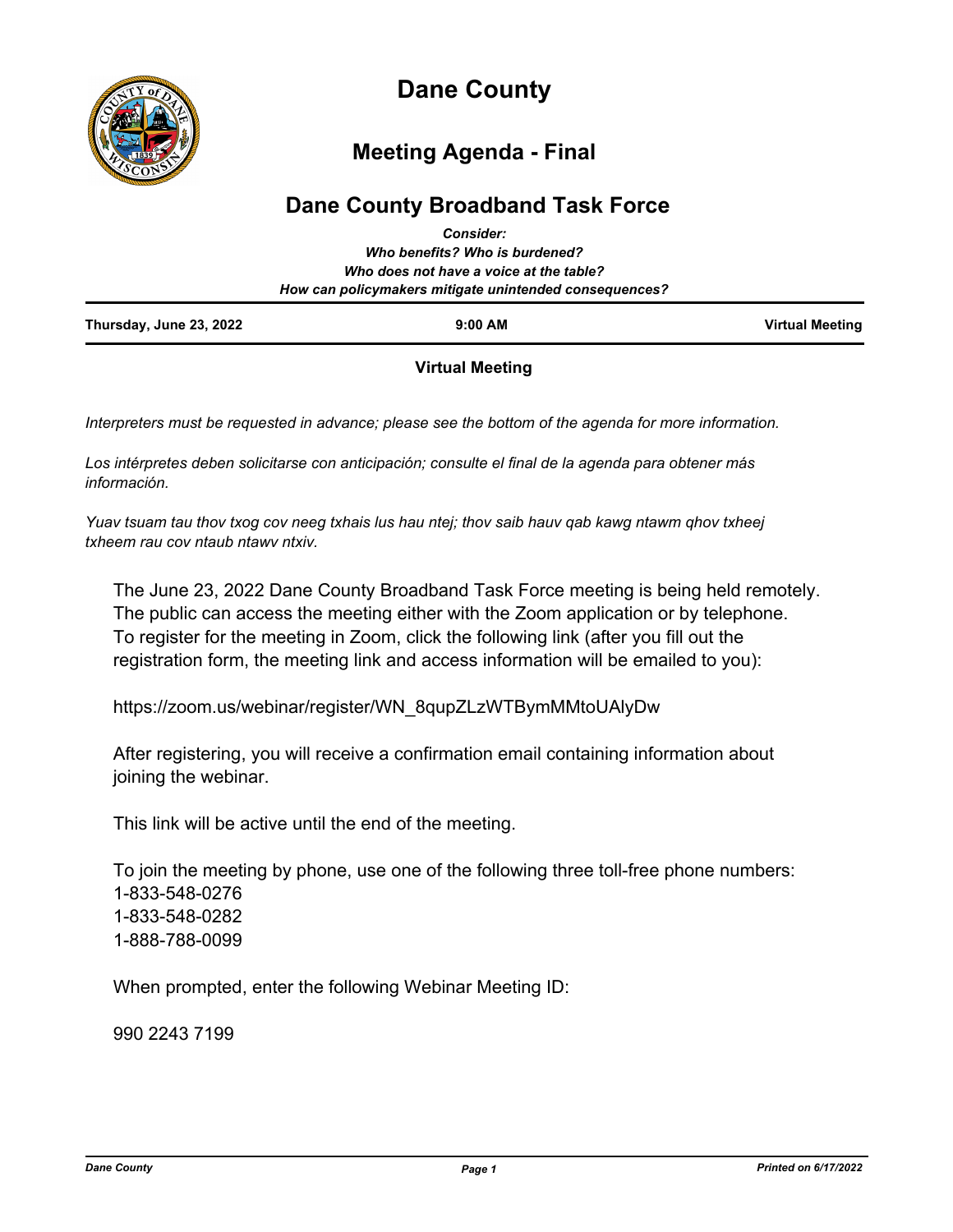# Dane County

## Meeting Agenda - Final

## Dane County Broadband Task Force

***Consider:***
***Who benefits? Who is burdened?***
***Who does not have a voice at the table?***
***How can policymakers mitigate unintended consequences?***

| **Thursday, June 23, 2022** | **9:00 AM** | **Virtual Meeting** |
|---|---|---|

**Virtual Meeting**

*Interpreters must be requested in advance; please see the bottom of the agenda for more information.*

*Los intérpretes deben solicitarse con anticipación; consulte el final de la agenda para obtener más información.*

*Yuav tsuam tau thov txog cov neeg txhais lus hau ntej; thov saib hauv qab kawg ntawm qhov txheej txheem rau cov ntaub ntawv ntxiv.*

The June 23, 2022 Dane County Broadband Task Force meeting is being held remotely. The public can access the meeting either with the Zoom application or by telephone. To register for the meeting in Zoom, click the following link (after you fill out the registration form, the meeting link and access information will be emailed to you):

https://zoom.us/webinar/register/WN_8qupZLzWTBymMMtoUAlyDw

After registering, you will receive a confirmation email containing information about joining the webinar.

This link will be active until the end of the meeting.

To join the meeting by phone, use one of the following three toll-free phone numbers:
1-833-548-0276
1-833-548-0282
1-888-788-0099

When prompted, enter the following Webinar Meeting ID:

990 2243 7199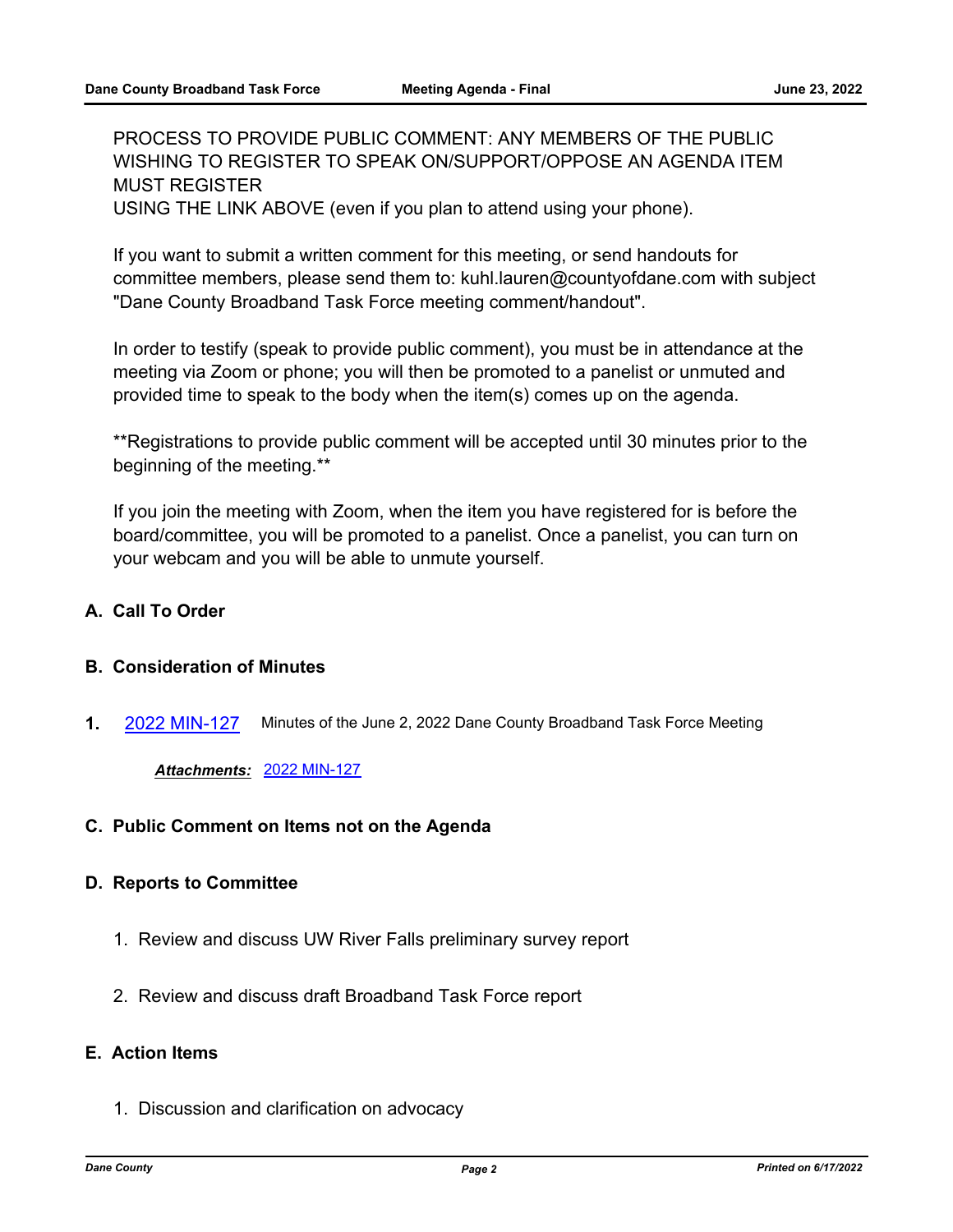PROCESS TO PROVIDE PUBLIC COMMENT: ANY MEMBERS OF THE PUBLIC WISHING TO REGISTER TO SPEAK ON/SUPPORT/OPPOSE AN AGENDA ITEM MUST REGISTER
USING THE LINK ABOVE (even if you plan to attend using your phone).

If you want to submit a written comment for this meeting, or send handouts for committee members, please send them to: kuhl.lauren@countyofdane.com with subject "Dane County Broadband Task Force meeting comment/handout".

In order to testify (speak to provide public comment), you must be in attendance at the meeting via Zoom or phone; you will then be promoted to a panelist or unmuted and provided time to speak to the body when the item(s) comes up on the agenda.

**Registrations to provide public comment will be accepted until 30 minutes prior to the beginning of the meeting.**

If you join the meeting with Zoom, when the item you have registered for is before the board/committee, you will be promoted to a panelist. Once a panelist, you can turn on your webcam and you will be able to unmute yourself.

## A. Call To Order

## B. Consideration of Minutes

**1.** 2022 MIN-127 Minutes of the June 2, 2022 Dane County Broadband Task Force Meeting

***Attachments:*** 2022 MIN-127

## C. Public Comment on Items not on the Agenda

## D. Reports to Committee

1. Review and discuss UW River Falls preliminary survey report

2. Review and discuss draft Broadband Task Force report

## E. Action Items

1. Discussion and clarification on advocacy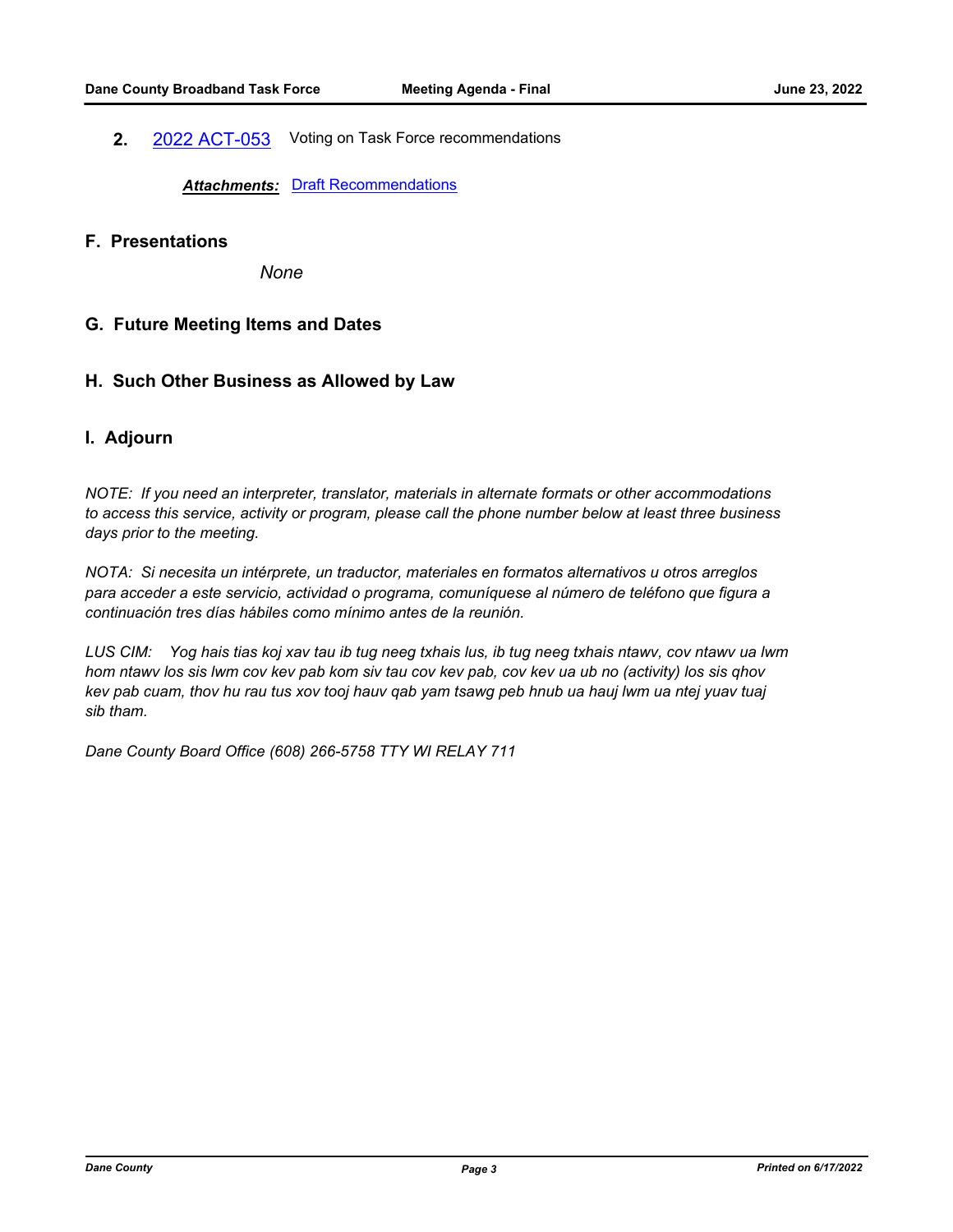**2.** 2022 ACT-053 Voting on Task Force recommendations

***Attachments:*** Draft Recommendations

## F. Presentations

*None*

## G. Future Meeting Items and Dates

## H. Such Other Business as Allowed by Law

## I. Adjourn

*NOTE: If you need an interpreter, translator, materials in alternate formats or other accommodations to access this service, activity or program, please call the phone number below at least three business days prior to the meeting.*

*NOTA: Si necesita un intérprete, un traductor, materiales en formatos alternativos u otros arreglos para acceder a este servicio, actividad o programa, comuníquese al número de teléfono que figura a continuación tres días hábiles como mínimo antes de la reunión.*

*LUS CIM: Yog hais tias koj xav tau ib tug neeg txhais lus, ib tug neeg txhais ntawv, cov ntawv ua lwm hom ntawv los sis lwm cov kev pab kom siv tau cov kev pab, cov kev ua ub no (activity) los sis qhov kev pab cuam, thov hu rau tus xov tooj hauv qab yam tsawg peb hnub ua hauj lwm ua ntej yuav tuaj sib tham.*

*Dane County Board Office (608) 266-5758 TTY WI RELAY 711*